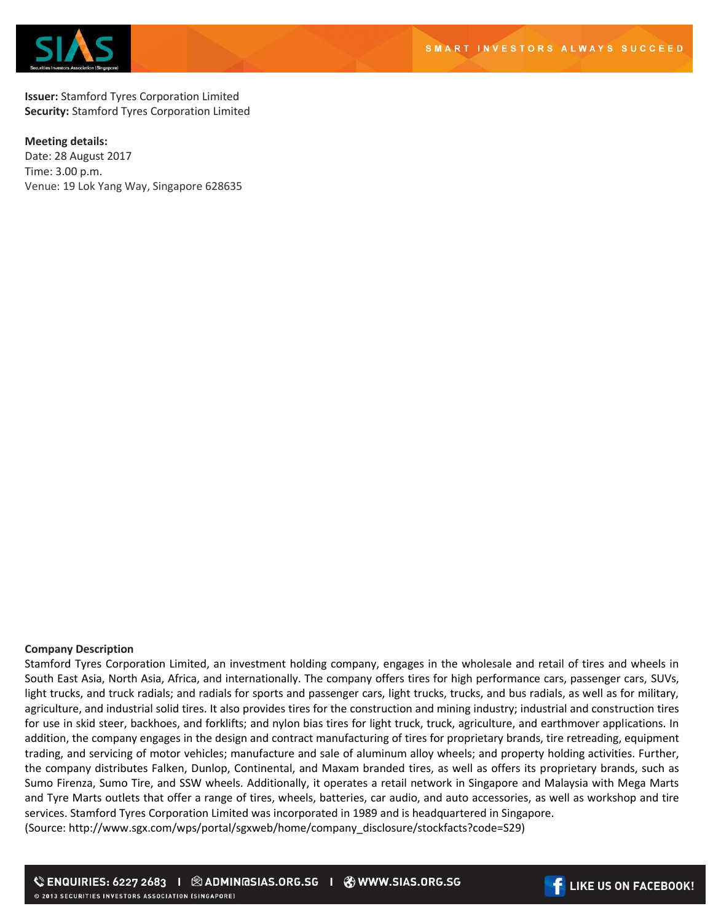**Issuer:** Stamford Tyres Corporation Limited
**Security:** Stamford Tyres Corporation Limited

**Meeting details:**
Date: 28 August 2017
Time: 3.00 p.m.
Venue: 19 Lok Yang Way, Singapore 628635

**Company Description**

Stamford Tyres Corporation Limited, an investment holding company, engages in the wholesale and retail of tires and wheels in South East Asia, North Asia, Africa, and internationally. The company offers tires for high performance cars, passenger cars, SUVs, light trucks, and truck radials; and radials for sports and passenger cars, light trucks, trucks, and bus radials, as well as for military, agriculture, and industrial solid tires. It also provides tires for the construction and mining industry; industrial and construction tires for use in skid steer, backhoes, and forklifts; and nylon bias tires for light truck, truck, agriculture, and earthmover applications. In addition, the company engages in the design and contract manufacturing of tires for proprietary brands, tire retreading, equipment trading, and servicing of motor vehicles; manufacture and sale of aluminum alloy wheels; and property holding activities. Further, the company distributes Falken, Dunlop, Continental, and Maxam branded tires, as well as offers its proprietary brands, such as Sumo Firenza, Sumo Tire, and SSW wheels. Additionally, it operates a retail network in Singapore and Malaysia with Mega Marts and Tyre Marts outlets that offer a range of tires, wheels, batteries, car audio, and auto accessories, as well as workshop and tire services. Stamford Tyres Corporation Limited was incorporated in 1989 and is headquartered in Singapore.
(Source: http://www.sgx.com/wps/portal/sgxweb/home/company_disclosure/stockfacts?code=S29)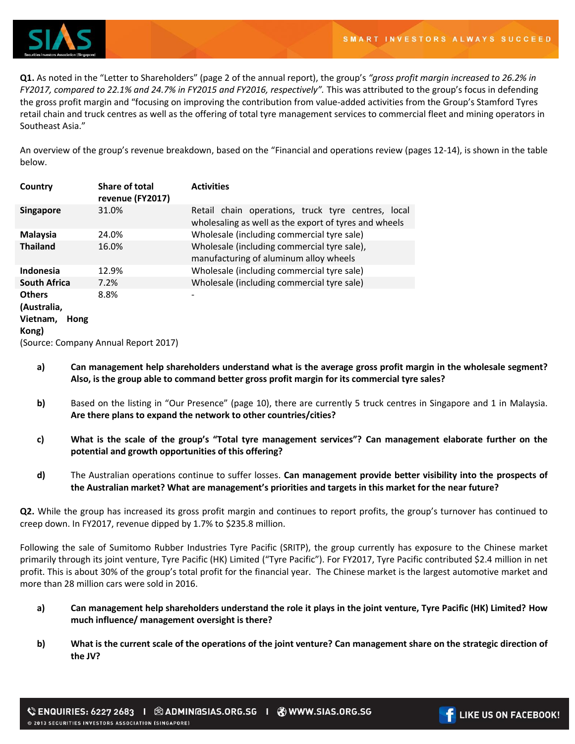**Q1.** As noted in the "Letter to Shareholders" (page 2 of the annual report), the group's *"gross profit margin increased to 26.2% in FY2017, compared to 22.1% and 24.7% in FY2015 and FY2016, respectively".* This was attributed to the group's focus in defending the gross profit margin and "focusing on improving the contribution from value-added activities from the Group's Stamford Tyres retail chain and truck centres as well as the offering of total tyre management services to commercial fleet and mining operators in Southeast Asia."

An overview of the group's revenue breakdown, based on the "Financial and operations review (pages 12-14), is shown in the table below.

| Country | Share of total revenue (FY2017) | Activities |
|---|---|---|
| **Singapore** | 31.0% | Retail chain operations, truck tyre centres, local wholesaling as well as the export of tyres and wheels |
| **Malaysia** | 24.0% | Wholesale (including commercial tyre sale) |
| **Thailand** | 16.0% | Wholesale (including commercial tyre sale), manufacturing of aluminum alloy wheels |
| **Indonesia** | 12.9% | Wholesale (including commercial tyre sale) |
| **South Africa** | 7.2% | Wholesale (including commercial tyre sale) |
| **Others (Australia, Vietnam, Hong Kong)** | 8.8% | - |

(Source: Company Annual Report 2017)

a) **Can management help shareholders understand what is the average gross profit margin in the wholesale segment? Also, is the group able to command better gross profit margin for its commercial tyre sales?**

b) Based on the listing in "Our Presence" (page 10), there are currently 5 truck centres in Singapore and 1 in Malaysia. **Are there plans to expand the network to other countries/cities?**

c) **What is the scale of the group's "Total tyre management services"? Can management elaborate further on the potential and growth opportunities of this offering?**

d) The Australian operations continue to suffer losses. **Can management provide better visibility into the prospects of the Australian market? What are management's priorities and targets in this market for the near future?**

**Q2.** While the group has increased its gross profit margin and continues to report profits, the group's turnover has continued to creep down. In FY2017, revenue dipped by 1.7% to $235.8 million.

Following the sale of Sumitomo Rubber Industries Tyre Pacific (SRITP), the group currently has exposure to the Chinese market primarily through its joint venture, Tyre Pacific (HK) Limited ("Tyre Pacific"). For FY2017, Tyre Pacific contributed $2.4 million in net profit. This is about 30% of the group's total profit for the financial year. The Chinese market is the largest automotive market and more than 28 million cars were sold in 2016.

a) **Can management help shareholders understand the role it plays in the joint venture, Tyre Pacific (HK) Limited? How much influence/ management oversight is there?**

b) **What is the current scale of the operations of the joint venture? Can management share on the strategic direction of the JV?**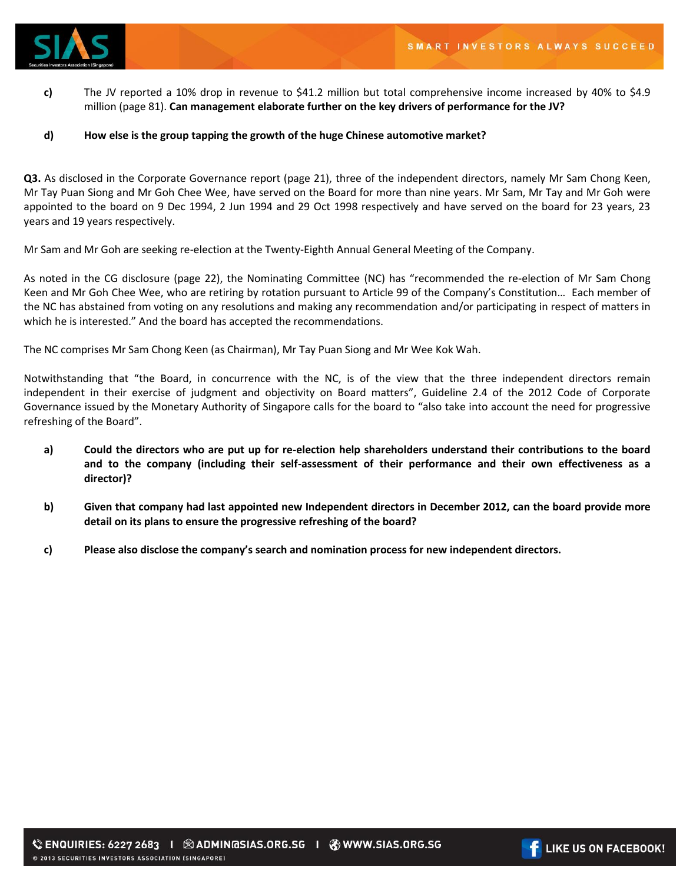c) The JV reported a 10% drop in revenue to $41.2 million but total comprehensive income increased by 40% to $4.9 million (page 81). **Can management elaborate further on the key drivers of performance for the JV?**

d) **How else is the group tapping the growth of the huge Chinese automotive market?**

**Q3.** As disclosed in the Corporate Governance report (page 21), three of the independent directors, namely Mr Sam Chong Keen, Mr Tay Puan Siong and Mr Goh Chee Wee, have served on the Board for more than nine years. Mr Sam, Mr Tay and Mr Goh were appointed to the board on 9 Dec 1994, 2 Jun 1994 and 29 Oct 1998 respectively and have served on the board for 23 years, 23 years and 19 years respectively.

Mr Sam and Mr Goh are seeking re-election at the Twenty-Eighth Annual General Meeting of the Company.

As noted in the CG disclosure (page 22), the Nominating Committee (NC) has "recommended the re-election of Mr Sam Chong Keen and Mr Goh Chee Wee, who are retiring by rotation pursuant to Article 99 of the Company's Constitution… Each member of the NC has abstained from voting on any resolutions and making any recommendation and/or participating in respect of matters in which he is interested." And the board has accepted the recommendations.

The NC comprises Mr Sam Chong Keen (as Chairman), Mr Tay Puan Siong and Mr Wee Kok Wah.

Notwithstanding that "the Board, in concurrence with the NC, is of the view that the three independent directors remain independent in their exercise of judgment and objectivity on Board matters", Guideline 2.4 of the 2012 Code of Corporate Governance issued by the Monetary Authority of Singapore calls for the board to "also take into account the need for progressive refreshing of the Board".

a) **Could the directors who are put up for re-election help shareholders understand their contributions to the board and to the company (including their self-assessment of their performance and their own effectiveness as a director)?**

b) **Given that company had last appointed new Independent directors in December 2012, can the board provide more detail on its plans to ensure the progressive refreshing of the board?**

c) **Please also disclose the company's search and nomination process for new independent directors.**